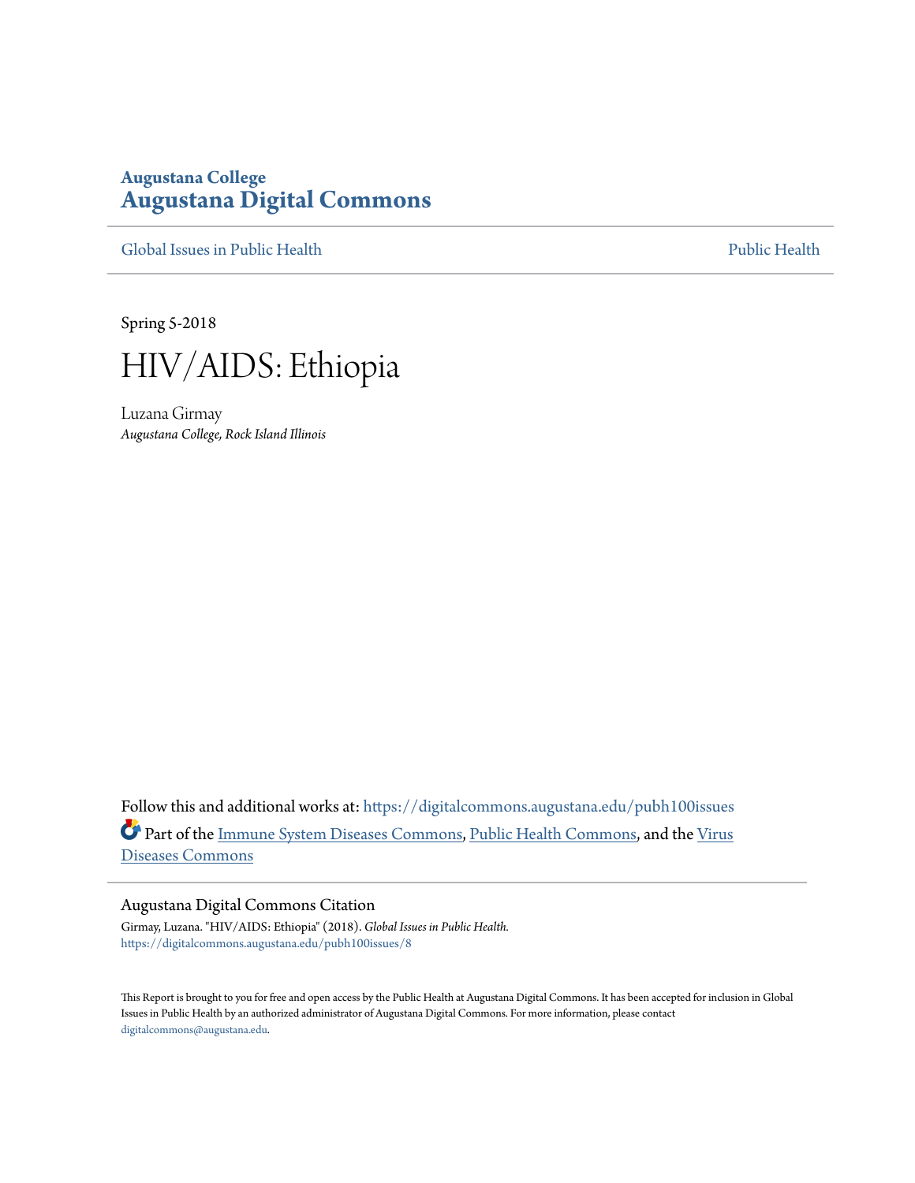**Augustana College**
**Augustana Digital Commons**

Global Issues in Public Health | Public Health

Spring 5-2018

# HIV/AIDS: Ethiopia

Luzana Girmay
*Augustana College, Rock Island Illinois*

Follow this and additional works at: https://digitalcommons.augustana.edu/pubh100issues

Part of the Immune System Diseases Commons, Public Health Commons, and the Virus Diseases Commons

## Augustana Digital Commons Citation

Girmay, Luzana. "HIV/AIDS: Ethiopia" (2018). *Global Issues in Public Health.*
https://digitalcommons.augustana.edu/pubh100issues/8

This Report is brought to you for free and open access by the Public Health at Augustana Digital Commons. It has been accepted for inclusion in Global Issues in Public Health by an authorized administrator of Augustana Digital Commons. For more information, please contact digitalcommons@augustana.edu.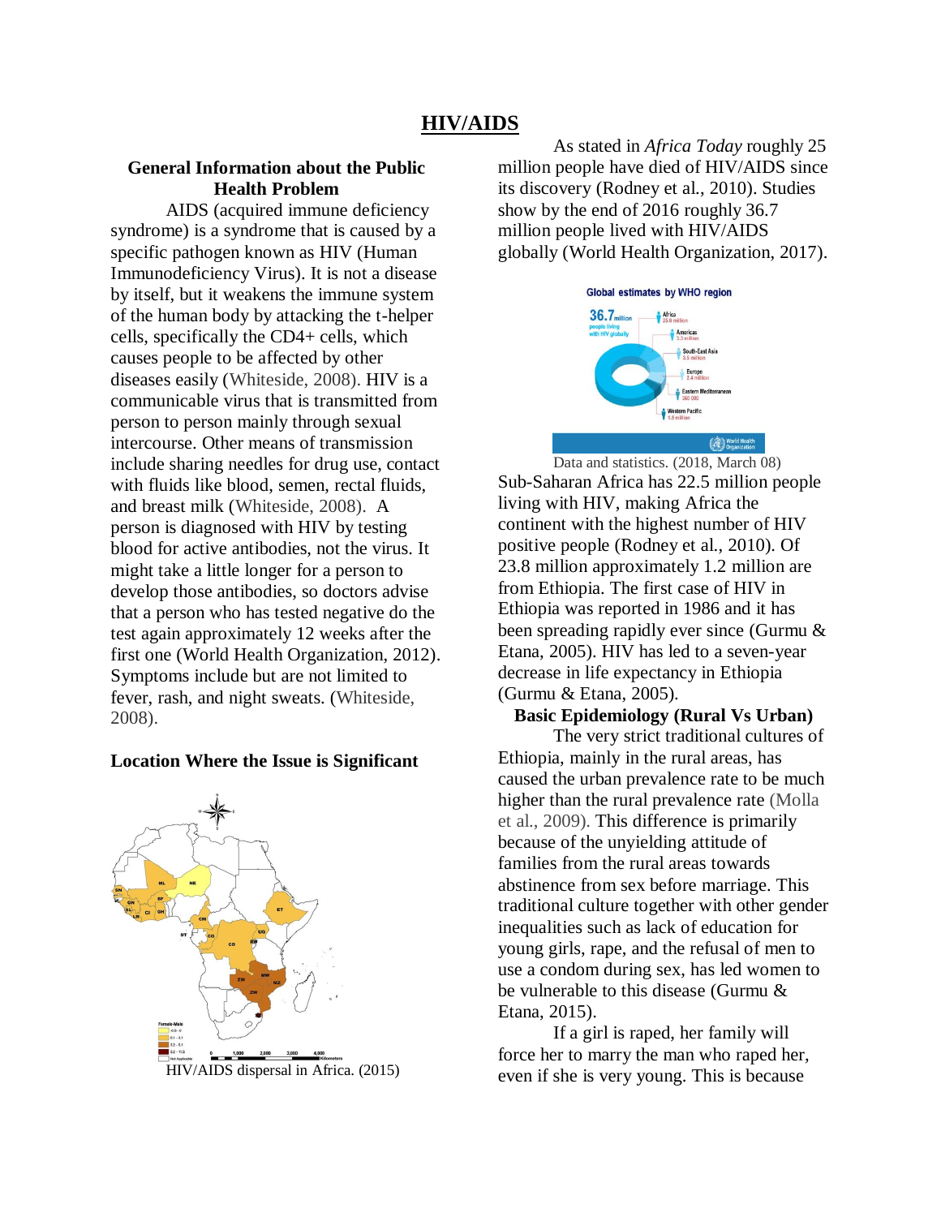# HIV/AIDS

## General Information about the Public Health Problem

AIDS (acquired immune deficiency syndrome) is a syndrome that is caused by a specific pathogen known as HIV (Human Immunodeficiency Virus). It is not a disease by itself, but it weakens the immune system of the human body by attacking the t-helper cells, specifically the CD4+ cells, which causes people to be affected by other diseases easily (Whiteside, 2008). HIV is a communicable virus that is transmitted from person to person mainly through sexual intercourse. Other means of transmission include sharing needles for drug use, contact with fluids like blood, semen, rectal fluids, and breast milk (Whiteside, 2008). A person is diagnosed with HIV by testing blood for active antibodies, not the virus. It might take a little longer for a person to develop those antibodies, so doctors advise that a person who has tested negative do the test again approximately 12 weeks after the first one (World Health Organization, 2012). Symptoms include but are not limited to fever, rash, and night sweats. (Whiteside, 2008).

## Location Where the Issue is Significant

HIV/AIDS dispersal in Africa. (2015)

As stated in *Africa Today* roughly 25 million people have died of HIV/AIDS since its discovery (Rodney et al., 2010). Studies show by the end of 2016 roughly 36.7 million people lived with HIV/AIDS globally (World Health Organization, 2017).

Data and statistics. (2018, March 08)

Sub-Saharan Africa has 22.5 million people living with HIV, making Africa the continent with the highest number of HIV positive people (Rodney et al., 2010). Of 23.8 million approximately 1.2 million are from Ethiopia. The first case of HIV in Ethiopia was reported in 1986 and it has been spreading rapidly ever since (Gurmu & Etana, 2005). HIV has led to a seven-year decrease in life expectancy in Ethiopia (Gurmu & Etana, 2005).

## Basic Epidemiology (Rural Vs Urban)

The very strict traditional cultures of Ethiopia, mainly in the rural areas, has caused the urban prevalence rate to be much higher than the rural prevalence rate (Molla et al., 2009). This difference is primarily because of the unyielding attitude of families from the rural areas towards abstinence from sex before marriage. This traditional culture together with other gender inequalities such as lack of education for young girls, rape, and the refusal of men to use a condom during sex, has led women to be vulnerable to this disease (Gurmu & Etana, 2015).

If a girl is raped, her family will force her to marry the man who raped her, even if she is very young. This is because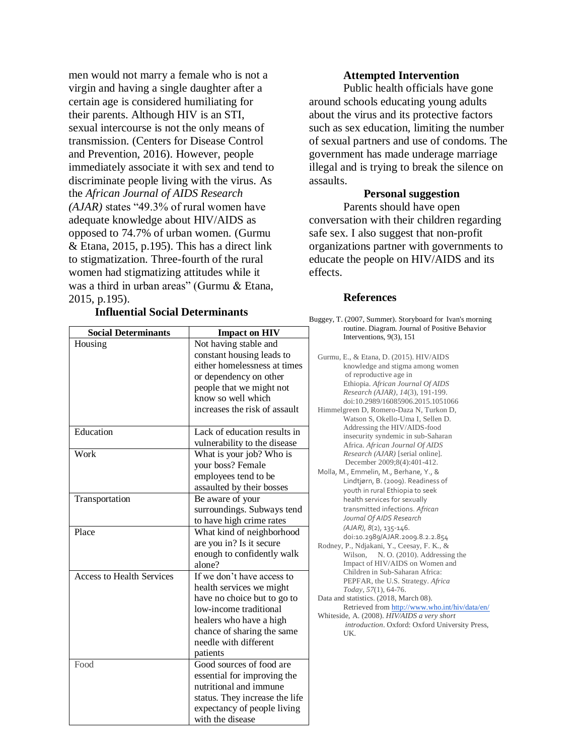men would not marry a female who is not a virgin and having a single daughter after a certain age is considered humiliating for their parents. Although HIV is an STI, sexual intercourse is not the only means of transmission. (Centers for Disease Control and Prevention, 2016). However, people immediately associate it with sex and tend to discriminate people living with the virus. As the *African Journal of AIDS Research (AJAR)* states "49.3% of rural women have adequate knowledge about HIV/AIDS as opposed to 74.7% of urban women. (Gurmu & Etana, 2015, p.195). This has a direct link to stigmatization. Three-fourth of the rural women had stigmatizing attitudes while it was a third in urban areas" (Gurmu & Etana, 2015, p.195).

## Influential Social Determinants

| Social Determinants | Impact on HIV |
|---|---|
| Housing | Not having stable and constant housing leads to either homelessness at times or dependency on other people that we might not know so well which increases the risk of assault |
| Education | Lack of education results in vulnerability to the disease |
| Work | What is your job? Who is your boss? Female employees tend to be assaulted by their bosses |
| Transportation | Be aware of your surroundings. Subways tend to have high crime rates |
| Place | What kind of neighborhood are you in? Is it secure enough to confidently walk alone? |
| Access to Health Services | If we don't have access to health services we might have no choice but to go to low-income traditional healers who have a high chance of sharing the same needle with different patients |
| Food | Good sources of food are essential for improving the nutritional and immune status. They increase the life expectancy of people living with the disease |

## Attempted Intervention

Public health officials have gone around schools educating young adults about the virus and its protective factors such as sex education, limiting the number of sexual partners and use of condoms. The government has made underage marriage illegal and is trying to break the silence on assaults.

## Personal suggestion

Parents should have open conversation with their children regarding safe sex. I also suggest that non-profit organizations partner with governments to educate the people on HIV/AIDS and its effects.

## References

Buggey, T. (2007, Summer). Storyboard for Ivan's morning routine. Diagram. Journal of Positive Behavior Interventions, 9(3), 151

Gurmu, E., & Etana, D. (2015). HIV/AIDS knowledge and stigma among women of reproductive age in Ethiopia. *African Journal Of AIDS Research (AJAR)*, *14*(3), 191-199. doi:10.2989/16085906.2015.1051066

Himmelgreen D, Romero-Daza N, Turkon D, Watson S, Okello-Uma I, Sellen D. Addressing the HIV/AIDS-food insecurity syndemic in sub-Saharan Africa. *African Journal Of AIDS Research (AJAR)* [serial online]. December 2009;8(4):401-412.

Molla, M., Emmelin, M., Berhane, Y., & Lindtjørn, B. (2009). Readiness of youth in rural Ethiopia to seek health services for sexually transmitted infections. *African Journal Of AIDS Research (AJAR)*, *8*(2), 135-146. doi:10.2989/AJAR.2009.8.2.2.854

Rodney, P., Ndjakani, Y., Ceesay, F. K., & Wilson, N. O. (2010). Addressing the Impact of HIV/AIDS on Women and Children in Sub-Saharan Africa: PEPFAR, the U.S. Strategy. *Africa Today*, *57*(1), 64-76.

Data and statistics. (2018, March 08). Retrieved from http://www.who.int/hiv/data/en/

Whiteside, A. (2008). *HIV/AIDS a very short introduction*. Oxford: Oxford University Press, UK.